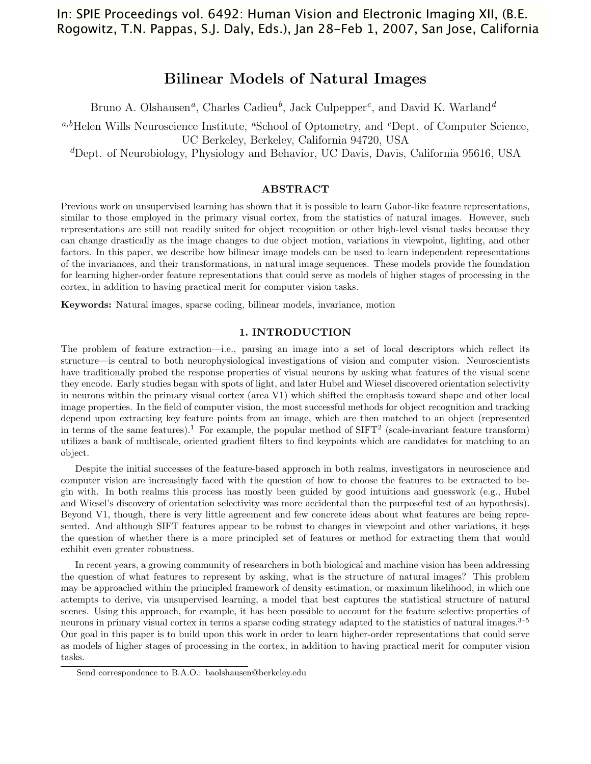In: SPIE Proceedings vol. 6492: Human Vision and Electronic Imaging XII, (B.E. Rogowitz, T.N. Pappas, S.J. Daly, Eds.), Jan 28–Feb 1, 2007, San Jose, California

# Bilinear Models of Natural Images

Bruno A. Olshausen[a], Charles Cadieu[b], Jack Culpepper[c], and David K. Warland[d]

[a,b]Helen Wills Neuroscience Institute, [a]School of Optometry, and [c]Dept. of Computer Science, UC Berkeley, Berkeley, California 94720, USA

[d]Dept. of Neurobiology, Physiology and Behavior, UC Davis, Davis, California 95616, USA

## ABSTRACT

Previous work on unsupervised learning has shown that it is possible to learn Gabor-like feature representations, similar to those employed in the primary visual cortex, from the statistics of natural images. However, such representations are still not readily suited for object recognition or other high-level visual tasks because they can change drastically as the image changes to due object motion, variations in viewpoint, lighting, and other factors. In this paper, we describe how bilinear image models can be used to learn independent representations of the invariances, and their transformations, in natural image sequences. These models provide the foundation for learning higher-order feature representations that could serve as models of higher stages of processing in the cortex, in addition to having practical merit for computer vision tasks.

**Keywords:** Natural images, sparse coding, bilinear models, invariance, motion

## 1. INTRODUCTION

The problem of feature extraction—i.e., parsing an image into a set of local descriptors which reflect its structure—is central to both neurophysiological investigations of vision and computer vision. Neuroscientists have traditionally probed the response properties of visual neurons by asking what features of the visual scene they encode. Early studies began with spots of light, and later Hubel and Wiesel discovered orientation selectivity in neurons within the primary visual cortex (area V1) which shifted the emphasis toward shape and other local image properties. In the field of computer vision, the most successful methods for object recognition and tracking depend upon extracting key feature points from an image, which are then matched to an object (represented in terms of the same features).[1] For example, the popular method of SIFT[2] (scale-invariant feature transform) utilizes a bank of multiscale, oriented gradient filters to find keypoints which are candidates for matching to an object.

Despite the initial successes of the feature-based approach in both realms, investigators in neuroscience and computer vision are increasingly faced with the question of how to choose the features to be extracted to begin with. In both realms this process has mostly been guided by good intuitions and guesswork (e.g., Hubel and Wiesel's discovery of orientation selectivity was more accidental than the purposeful test of an hypothesis). Beyond V1, though, there is very little agreement and few concrete ideas about what features are being represented. And although SIFT features appear to be robust to changes in viewpoint and other variations, it begs the question of whether there is a more principled set of features or method for extracting them that would exhibit even greater robustness.

In recent years, a growing community of researchers in both biological and machine vision has been addressing the question of what features to represent by asking, what is the structure of natural images? This problem may be approached within the principled framework of density estimation, or maximum likelihood, in which one attempts to derive, via unsupervised learning, a model that best captures the statistical structure of natural scenes. Using this approach, for example, it has been possible to account for the feature selective properties of neurons in primary visual cortex in terms a sparse coding strategy adapted to the statistics of natural images.[3–5] Our goal in this paper is to build upon this work in order to learn higher-order representations that could serve as models of higher stages of processing in the cortex, in addition to having practical merit for computer vision tasks.

Send correspondence to B.A.O.: baolshausen@berkeley.edu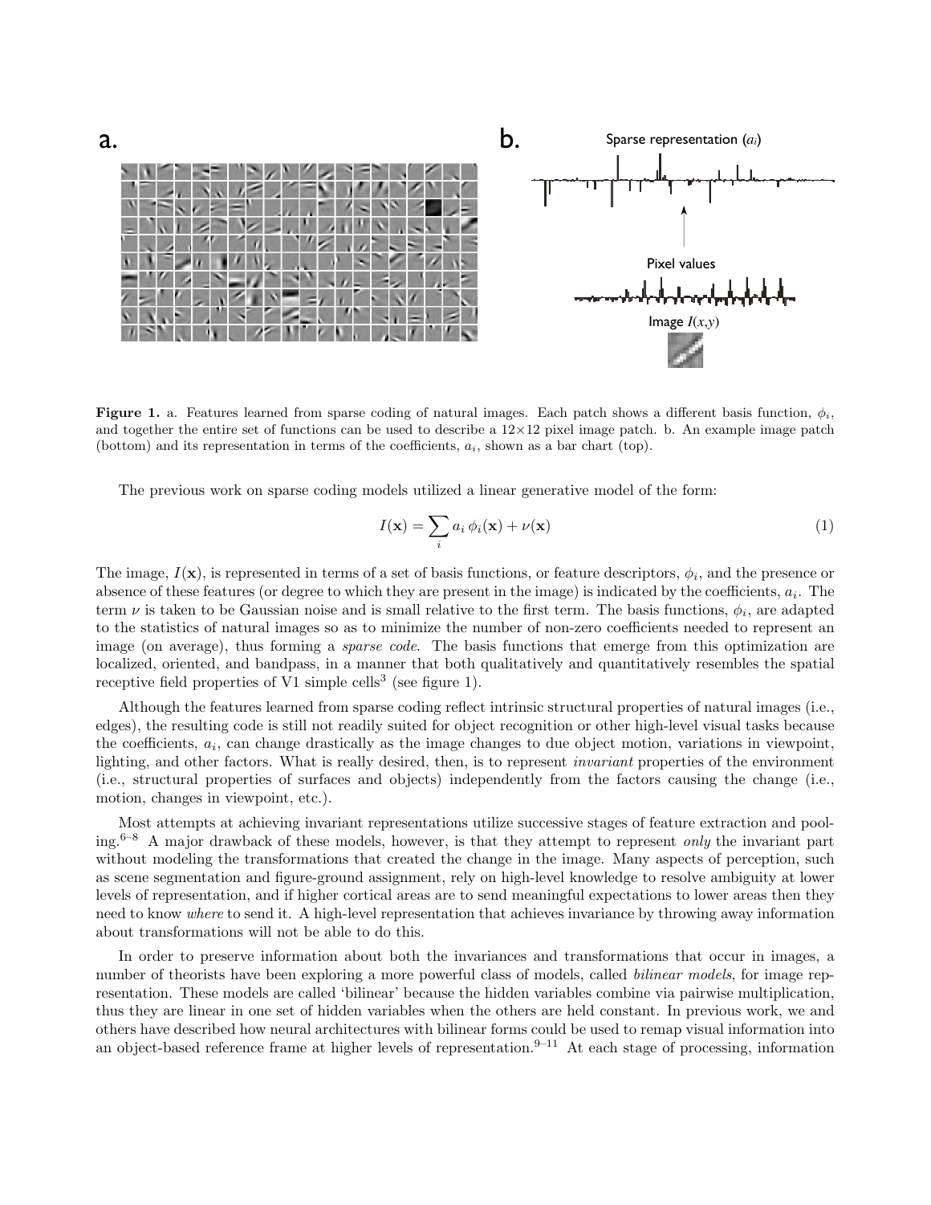**Figure 1.** a. Features learned from sparse coding of natural images. Each patch shows a different basis function, $\phi_i$, and together the entire set of functions can be used to describe a 12×12 pixel image patch. b. An example image patch (bottom) and its representation in terms of the coefficients, $a_i$, shown as a bar chart (top).

The previous work on sparse coding models utilized a linear generative model of the form:

$$I(\mathbf{x}) = \sum_i a_i \, \phi_i(\mathbf{x}) + \nu(\mathbf{x}) \tag{1}$$

The image, $I(\mathbf{x})$, is represented in terms of a set of basis functions, or feature descriptors, $\phi_i$, and the presence or absence of these features (or degree to which they are present in the image) is indicated by the coefficients, $a_i$. The term $\nu$ is taken to be Gaussian noise and is small relative to the first term. The basis functions, $\phi_i$, are adapted to the statistics of natural images so as to minimize the number of non-zero coefficients needed to represent an image (on average), thus forming a *sparse code*. The basis functions that emerge from this optimization are localized, oriented, and bandpass, in a manner that both qualitatively and quantitatively resembles the spatial receptive field properties of V1 simple cells[3] (see figure 1).

Although the features learned from sparse coding reflect intrinsic structural properties of natural images (i.e., edges), the resulting code is still not readily suited for object recognition or other high-level visual tasks because the coefficients, $a_i$, can change drastically as the image changes to due object motion, variations in viewpoint, lighting, and other factors. What is really desired, then, is to represent *invariant* properties of the environment (i.e., structural properties of surfaces and objects) independently from the factors causing the change (i.e., motion, changes in viewpoint, etc.).

Most attempts at achieving invariant representations utilize successive stages of feature extraction and pooling.[6–8] A major drawback of these models, however, is that they attempt to represent *only* the invariant part without modeling the transformations that created the change in the image. Many aspects of perception, such as scene segmentation and figure-ground assignment, rely on high-level knowledge to resolve ambiguity at lower levels of representation, and if higher cortical areas are to send meaningful expectations to lower areas then they need to know *where* to send it. A high-level representation that achieves invariance by throwing away information about transformations will not be able to do this.

In order to preserve information about both the invariances and transformations that occur in images, a number of theorists have been exploring a more powerful class of models, called *bilinear models*, for image representation. These models are called 'bilinear' because the hidden variables combine via pairwise multiplication, thus they are linear in one set of hidden variables when the others are held constant. In previous work, we and others have described how neural architectures with bilinear forms could be used to remap visual information into an object-based reference frame at higher levels of representation.[9–11] At each stage of processing, information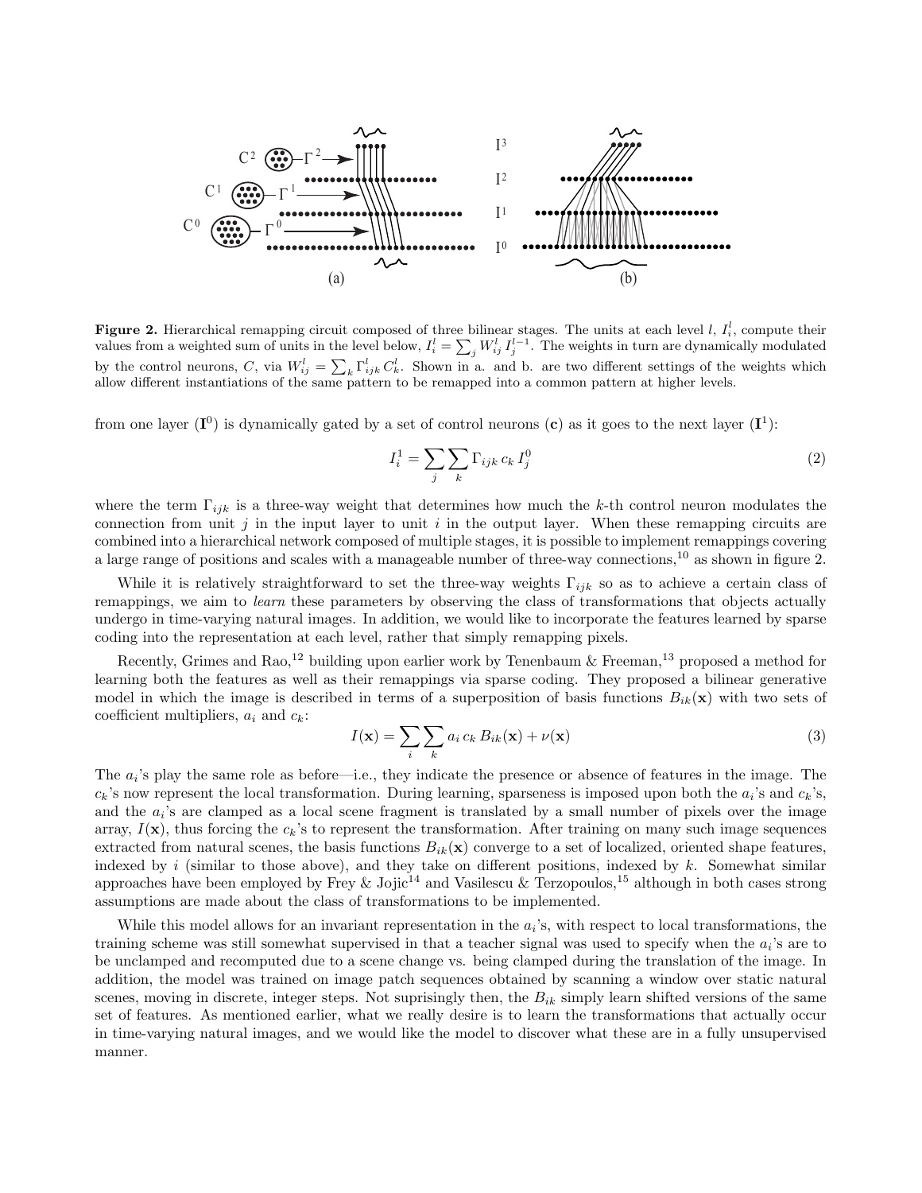**Figure 2.** Hierarchical remapping circuit composed of three bilinear stages. The units at each level $l$, $I_i^l$, compute their values from a weighted sum of units in the level below, $I_i^l = \sum_j W_{ij}^l I_j^{l-1}$. The weights in turn are dynamically modulated by the control neurons, $C$, via $W_{ij}^l = \sum_k \Gamma_{ijk}^l C_k^l$. Shown in a. and b. are two different settings of the weights which allow different instantiations of the same pattern to be remapped into a common pattern at higher levels.

from one layer ($\mathbf{I}^0$) is dynamically gated by a set of control neurons ($\mathbf{c}$) as it goes to the next layer ($\mathbf{I}^1$):

$$I_i^1 = \sum_j \sum_k \Gamma_{ijk}\, c_k\, I_j^0 \tag{2}$$

where the term $\Gamma_{ijk}$ is a three-way weight that determines how much the $k$-th control neuron modulates the connection from unit $j$ in the input layer to unit $i$ in the output layer. When these remapping circuits are combined into a hierarchical network composed of multiple stages, it is possible to implement remappings covering a large range of positions and scales with a manageable number of three-way connections,[10] as shown in figure 2.

While it is relatively straightforward to set the three-way weights $\Gamma_{ijk}$ so as to achieve a certain class of remappings, we aim to *learn* these parameters by observing the class of transformations that objects actually undergo in time-varying natural images. In addition, we would like to incorporate the features learned by sparse coding into the representation at each level, rather that simply remapping pixels.

Recently, Grimes and Rao,[12] building upon earlier work by Tenenbaum & Freeman,[13] proposed a method for learning both the features as well as their remappings via sparse coding. They proposed a bilinear generative model in which the image is described in terms of a superposition of basis functions $B_{ik}(\mathbf{x})$ with two sets of coefficient multipliers, $a_i$ and $c_k$:

$$I(\mathbf{x}) = \sum_i \sum_k a_i\, c_k\, B_{ik}(\mathbf{x}) + \nu(\mathbf{x}) \tag{3}$$

The $a_i$'s play the same role as before—i.e., they indicate the presence or absence of features in the image. The $c_k$'s now represent the local transformation. During learning, sparseness is imposed upon both the $a_i$'s and $c_k$'s, and the $a_i$'s are clamped as a local scene fragment is translated by a small number of pixels over the image array, $I(\mathbf{x})$, thus forcing the $c_k$'s to represent the transformation. After training on many such image sequences extracted from natural scenes, the basis functions $B_{ik}(\mathbf{x})$ converge to a set of localized, oriented shape features, indexed by $i$ (similar to those above), and they take on different positions, indexed by $k$. Somewhat similar approaches have been employed by Frey & Jojic[14] and Vasilescu & Terzopoulos,[15] although in both cases strong assumptions are made about the class of transformations to be implemented.

While this model allows for an invariant representation in the $a_i$'s, with respect to local transformations, the training scheme was still somewhat supervised in that a teacher signal was used to specify when the $a_i$'s are to be unclamped and recomputed due to a scene change vs. being clamped during the translation of the image. In addition, the model was trained on image patch sequences obtained by scanning a window over static natural scenes, moving in discrete, integer steps. Not suprisingly then, the $B_{ik}$ simply learn shifted versions of the same set of features. As mentioned earlier, what we really desire is to learn the transformations that actually occur in time-varying natural images, and we would like the model to discover what these are in a fully unsupervised manner.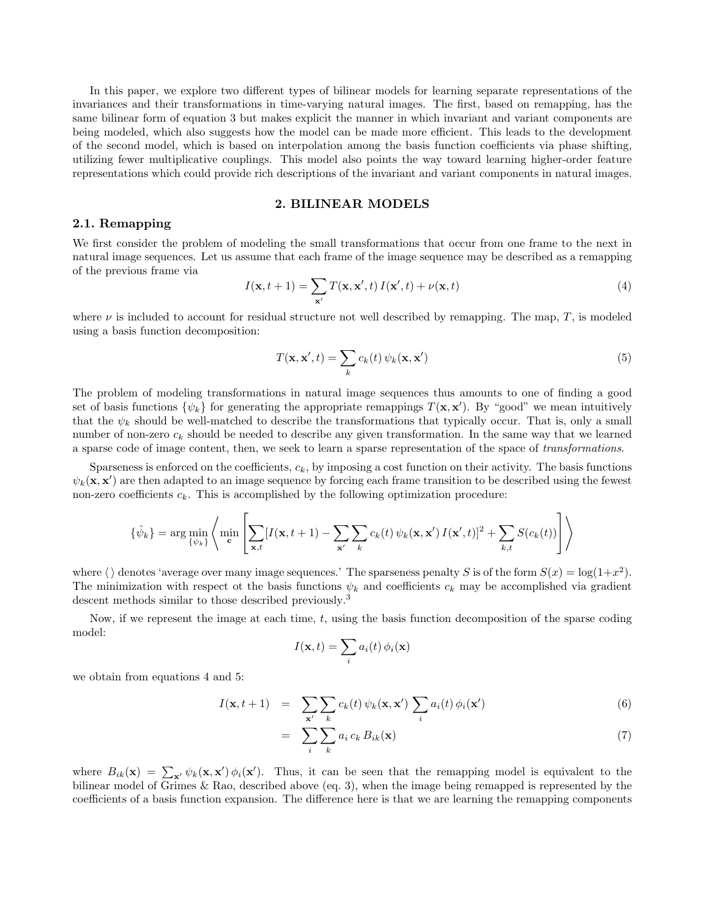In this paper, we explore two different types of bilinear models for learning separate representations of the invariances and their transformations in time-varying natural images. The first, based on remapping, has the same bilinear form of equation 3 but makes explicit the manner in which invariant and variant components are being modeled, which also suggests how the model can be made more efficient. This leads to the development of the second model, which is based on interpolation among the basis function coefficients via phase shifting, utilizing fewer multiplicative couplings. This model also points the way toward learning higher-order feature representations which could provide rich descriptions of the invariant and variant components in natural images.

## 2. BILINEAR MODELS

### 2.1. Remapping

We first consider the problem of modeling the small transformations that occur from one frame to the next in natural image sequences. Let us assume that each frame of the image sequence may be described as a remapping of the previous frame via

$$I(\mathbf{x}, t+1) = \sum_{\mathbf{x}'} T(\mathbf{x}, \mathbf{x}', t)\, I(\mathbf{x}', t) + \nu(\mathbf{x}, t) \tag{4}$$

where $\nu$ is included to account for residual structure not well described by remapping. The map, $T$, is modeled using a basis function decomposition:

$$T(\mathbf{x}, \mathbf{x}', t) = \sum_k c_k(t)\, \psi_k(\mathbf{x}, \mathbf{x}') \tag{5}$$

The problem of modeling transformations in natural image sequences thus amounts to one of finding a good set of basis functions $\{\psi_k\}$ for generating the appropriate remappings $T(\mathbf{x}, \mathbf{x}')$. By "good" we mean intuitively that the $\psi_k$ should be well-matched to describe the transformations that typically occur. That is, only a small number of non-zero $c_k$ should be needed to describe any given transformation. In the same way that we learned a sparse code of image content, then, we seek to learn a sparse representation of the space of *transformations*.

Sparseness is enforced on the coefficients, $c_k$, by imposing a cost function on their activity. The basis functions $\psi_k(\mathbf{x}, \mathbf{x}')$ are then adapted to an image sequence by forcing each frame transition to be described using the fewest non-zero coefficients $c_k$. This is accomplished by the following optimization procedure:

$$\{\hat{\psi}_k\} = \arg\min_{\{\psi_k\}} \left\langle \min_{\mathbf{c}} \left[ \sum_{\mathbf{x},t} [I(\mathbf{x}, t+1) - \sum_{\mathbf{x}'} \sum_k c_k(t)\, \psi_k(\mathbf{x}, \mathbf{x}')\, I(\mathbf{x}', t)]^2 + \sum_{k,t} S(c_k(t)) \right] \right\rangle$$

where $\langle\,\rangle$ denotes 'average over many image sequences.' The sparseness penalty $S$ is of the form $S(x) = \log(1+x^2)$. The minimization with respect ot the basis functions $\psi_k$ and coefficients $c_k$ may be accomplished via gradient descent methods similar to those described previously.[3]

Now, if we represent the image at each time, $t$, using the basis function decomposition of the sparse coding model:

$$I(\mathbf{x}, t) = \sum_i a_i(t)\, \phi_i(\mathbf{x})$$

we obtain from equations 4 and 5:

$$I(\mathbf{x}, t+1) = \sum_{\mathbf{x}'} \sum_k c_k(t)\, \psi_k(\mathbf{x}, \mathbf{x}') \sum_i a_i(t)\, \phi_i(\mathbf{x}') \tag{6}$$

$$= \sum_i \sum_k a_i\, c_k\, B_{ik}(\mathbf{x}) \tag{7}$$

where $B_{ik}(\mathbf{x}) = \sum_{\mathbf{x}'} \psi_k(\mathbf{x}, \mathbf{x}')\, \phi_i(\mathbf{x}')$. Thus, it can be seen that the remapping model is equivalent to the bilinear model of Grimes & Rao, described above (eq. 3), when the image being remapped is represented by the coefficients of a basis function expansion. The difference here is that we are learning the remapping components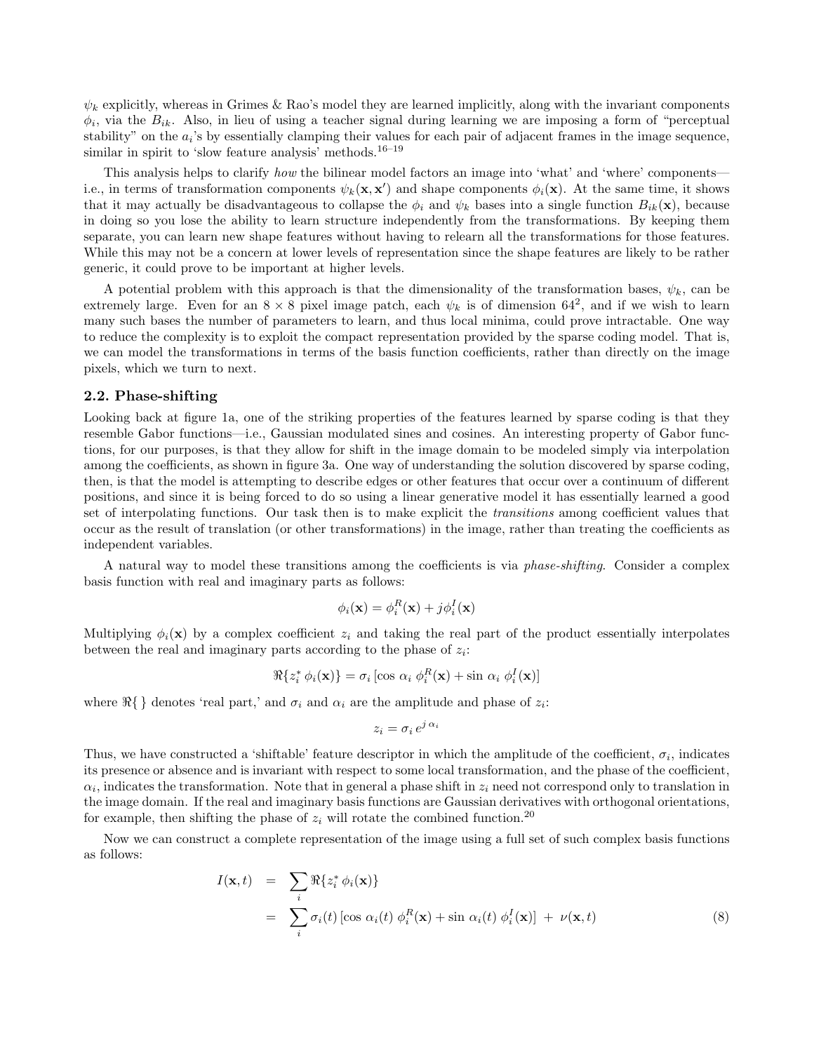$\psi_k$ explicitly, whereas in Grimes & Rao's model they are learned implicitly, along with the invariant components $\phi_i$, via the $B_{ik}$. Also, in lieu of using a teacher signal during learning we are imposing a form of "perceptual stability" on the $a_i$'s by essentially clamping their values for each pair of adjacent frames in the image sequence, similar in spirit to 'slow feature analysis' methods.[16–19]

This analysis helps to clarify *how* the bilinear model factors an image into 'what' and 'where' components—i.e., in terms of transformation components $\psi_k(\mathbf{x}, \mathbf{x}')$ and shape components $\phi_i(\mathbf{x})$. At the same time, it shows that it may actually be disadvantageous to collapse the $\phi_i$ and $\psi_k$ bases into a single function $B_{ik}(\mathbf{x})$, because in doing so you lose the ability to learn structure independently from the transformations. By keeping them separate, you can learn new shape features without having to relearn all the transformations for those features. While this may not be a concern at lower levels of representation since the shape features are likely to be rather generic, it could prove to be important at higher levels.

A potential problem with this approach is that the dimensionality of the transformation bases, $\psi_k$, can be extremely large. Even for an $8 \times 8$ pixel image patch, each $\psi_k$ is of dimension $64^2$, and if we wish to learn many such bases the number of parameters to learn, and thus local minima, could prove intractable. One way to reduce the complexity is to exploit the compact representation provided by the sparse coding model. That is, we can model the transformations in terms of the basis function coefficients, rather than directly on the image pixels, which we turn to next.

## 2.2. Phase-shifting

Looking back at figure 1a, one of the striking properties of the features learned by sparse coding is that they resemble Gabor functions—i.e., Gaussian modulated sines and cosines. An interesting property of Gabor functions, for our purposes, is that they allow for shift in the image domain to be modeled simply via interpolation among the coefficients, as shown in figure 3a. One way of understanding the solution discovered by sparse coding, then, is that the model is attempting to describe edges or other features that occur over a continuum of different positions, and since it is being forced to do so using a linear generative model it has essentially learned a good set of interpolating functions. Our task then is to make explicit the *transitions* among coefficient values that occur as the result of translation (or other transformations) in the image, rather than treating the coefficients as independent variables.

A natural way to model these transitions among the coefficients is via *phase-shifting*. Consider a complex basis function with real and imaginary parts as follows:

$$\phi_i(\mathbf{x}) = \phi_i^R(\mathbf{x}) + j\phi_i^I(\mathbf{x})$$

Multiplying $\phi_i(\mathbf{x})$ by a complex coefficient $z_i$ and taking the real part of the product essentially interpolates between the real and imaginary parts according to the phase of $z_i$:

$$\Re\{z_i^* \, \phi_i(\mathbf{x})\} = \sigma_i \left[\cos\, \alpha_i \; \phi_i^R(\mathbf{x}) + \sin\, \alpha_i \; \phi_i^I(\mathbf{x})\right]$$

where $\Re\{\,\}$ denotes 'real part,' and $\sigma_i$ and $\alpha_i$ are the amplitude and phase of $z_i$:

$$z_i = \sigma_i \, e^{j\,\alpha_i}$$

Thus, we have constructed a 'shiftable' feature descriptor in which the amplitude of the coefficient, $\sigma_i$, indicates its presence or absence and is invariant with respect to some local transformation, and the phase of the coefficient, $\alpha_i$, indicates the transformation. Note that in general a phase shift in $z_i$ need not correspond only to translation in the image domain. If the real and imaginary basis functions are Gaussian derivatives with orthogonal orientations, for example, then shifting the phase of $z_i$ will rotate the combined function.[20]

Now we can construct a complete representation of the image using a full set of such complex basis functions as follows:

$$\begin{aligned} I(\mathbf{x}, t) &= \sum_i \Re\{z_i^* \, \phi_i(\mathbf{x})\} \\ &= \sum_i \sigma_i(t) \left[\cos\, \alpha_i(t) \; \phi_i^R(\mathbf{x}) + \sin\, \alpha_i(t) \; \phi_i^I(\mathbf{x})\right] \; + \; \nu(\mathbf{x}, t) \end{aligned} \tag{8}$$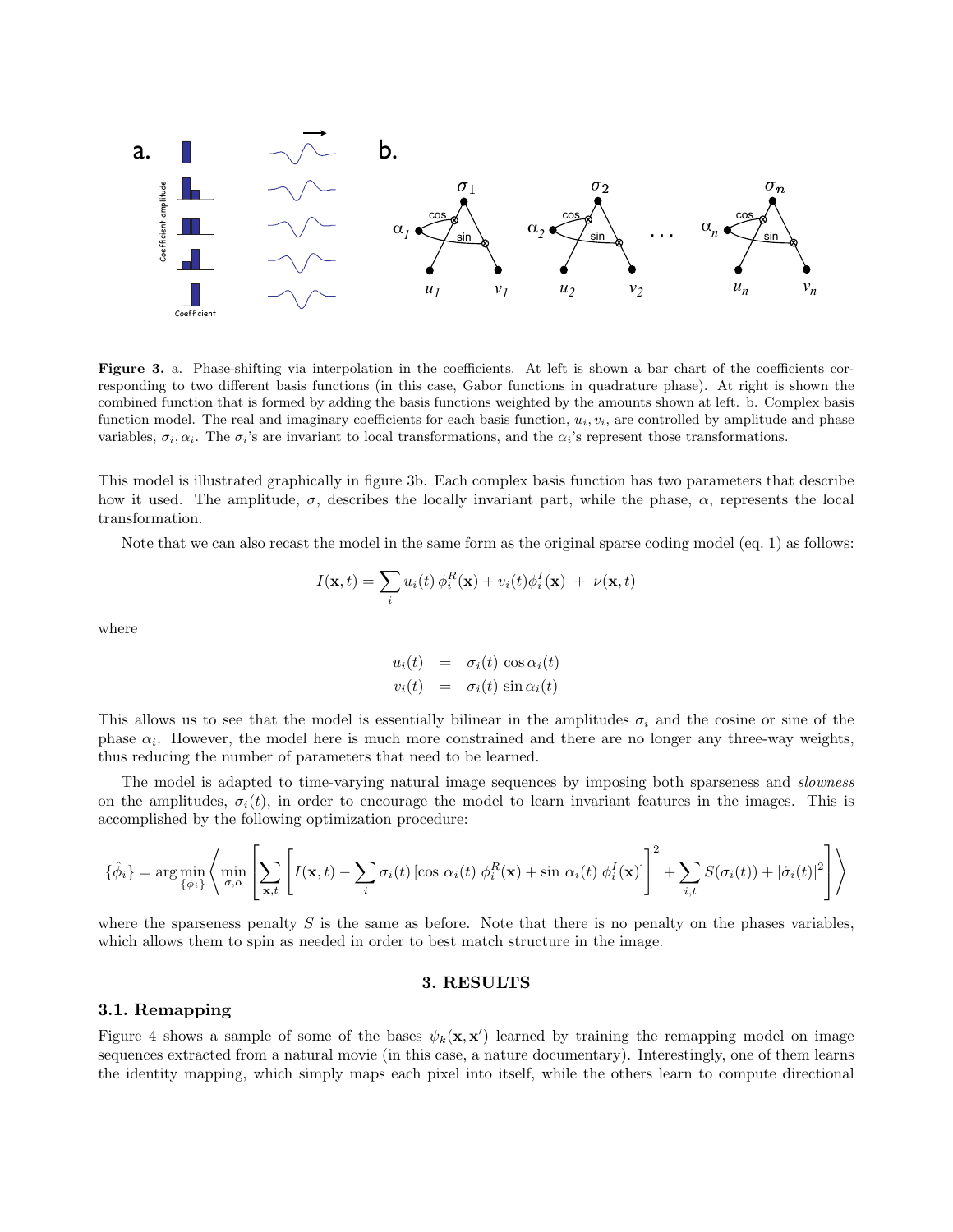**Figure 3.** a. Phase-shifting via interpolation in the coefficients. At left is shown a bar chart of the coefficients corresponding to two different basis functions (in this case, Gabor functions in quadrature phase). At right is shown the combined function that is formed by adding the basis functions weighted by the amounts shown at left. b. Complex basis function model. The real and imaginary coefficients for each basis function, $u_i, v_i$, are controlled by amplitude and phase variables, $\sigma_i, \alpha_i$. The $\sigma_i$'s are invariant to local transformations, and the $\alpha_i$'s represent those transformations.

This model is illustrated graphically in figure 3b. Each complex basis function has two parameters that describe how it used. The amplitude, $\sigma$, describes the locally invariant part, while the phase, $\alpha$, represents the local transformation.

Note that we can also recast the model in the same form as the original sparse coding model (eq. 1) as follows:

$$I(\mathbf{x},t) = \sum_i u_i(t)\,\phi_i^R(\mathbf{x}) + v_i(t)\phi_i^I(\mathbf{x}) \;+\; \nu(\mathbf{x},t)$$

where

$$\begin{aligned} u_i(t) &= \sigma_i(t)\,\cos\alpha_i(t) \\ v_i(t) &= \sigma_i(t)\,\sin\alpha_i(t) \end{aligned}$$

This allows us to see that the model is essentially bilinear in the amplitudes $\sigma_i$ and the cosine or sine of the phase $\alpha_i$. However, the model here is much more constrained and there are no longer any three-way weights, thus reducing the number of parameters that need to be learned.

The model is adapted to time-varying natural image sequences by imposing both sparseness and *slowness* on the amplitudes, $\sigma_i(t)$, in order to encourage the model to learn invariant features in the images. This is accomplished by the following optimization procedure:

$$\{\hat{\phi}_i\} = \arg\min_{\{\phi_i\}} \left\langle \min_{\sigma,\alpha} \left[ \sum_{\mathbf{x},t} \left[ I(\mathbf{x},t) - \sum_i \sigma_i(t)\left[\cos\,\alpha_i(t)\;\phi_i^R(\mathbf{x}) + \sin\,\alpha_i(t)\;\phi_i^I(\mathbf{x})\right] \right]^2 + \sum_{i,t} S(\sigma_i(t)) + |\dot{\sigma}_i(t)|^2 \right] \right\rangle$$

where the sparseness penalty $S$ is the same as before. Note that there is no penalty on the phases variables, which allows them to spin as needed in order to best match structure in the image.

## 3. RESULTS

### 3.1. Remapping

Figure 4 shows a sample of some of the bases $\psi_k(\mathbf{x},\mathbf{x}')$ learned by training the remapping model on image sequences extracted from a natural movie (in this case, a nature documentary). Interestingly, one of them learns the identity mapping, which simply maps each pixel into itself, while the others learn to compute directional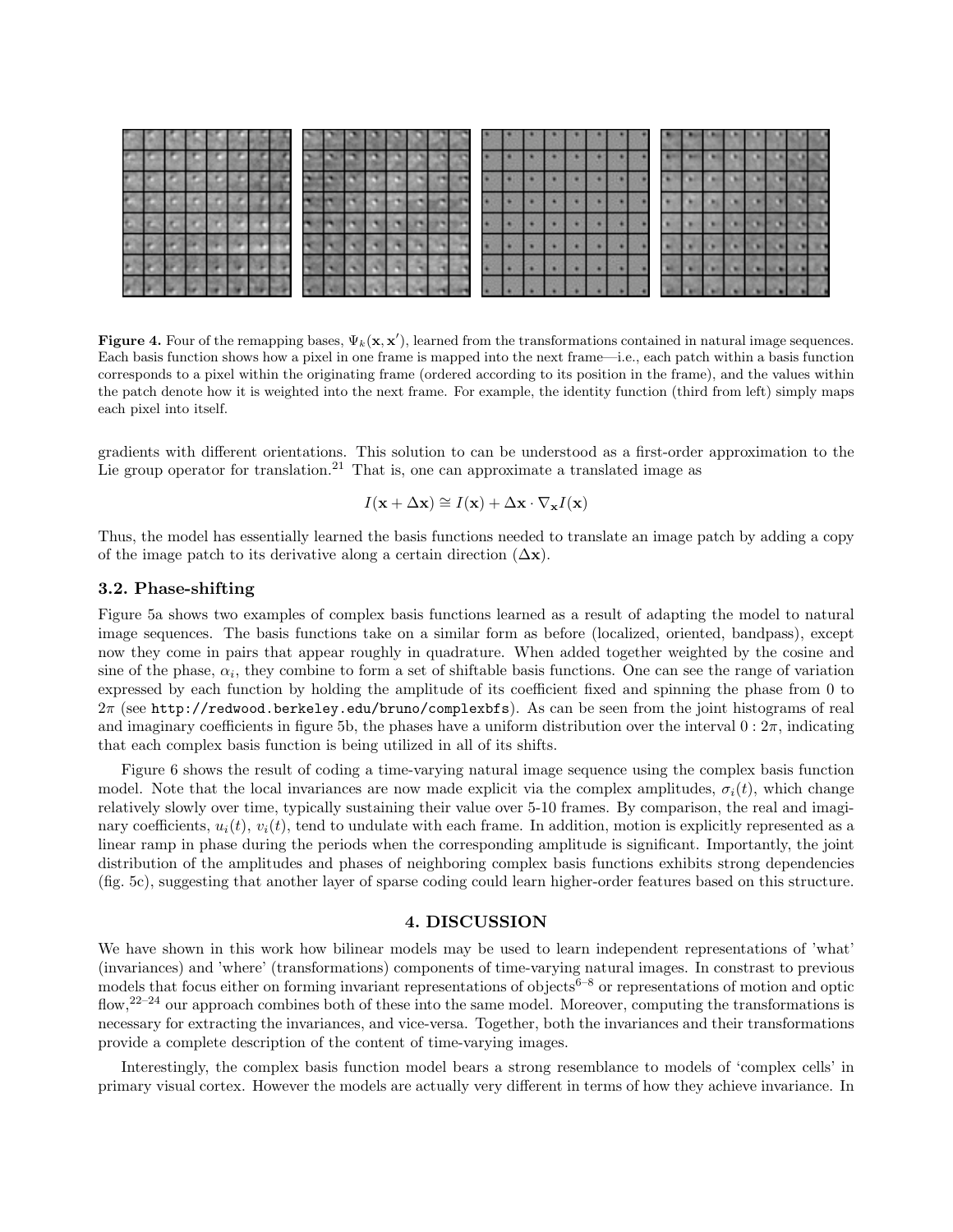**Figure 4.** Four of the remapping bases, $\Psi_k(\mathbf{x}, \mathbf{x}')$, learned from the transformations contained in natural image sequences. Each basis function shows how a pixel in one frame is mapped into the next frame—i.e., each patch within a basis function corresponds to a pixel within the originating frame (ordered according to its position in the frame), and the values within the patch denote how it is weighted into the next frame. For example, the identity function (third from left) simply maps each pixel into itself.

gradients with different orientations. This solution to can be understood as a first-order approximation to the Lie group operator for translation.[21] That is, one can approximate a translated image as

$$I(\mathbf{x} + \Delta\mathbf{x}) \cong I(\mathbf{x}) + \Delta\mathbf{x} \cdot \nabla_{\mathbf{x}} I(\mathbf{x})$$

Thus, the model has essentially learned the basis functions needed to translate an image patch by adding a copy of the image patch to its derivative along a certain direction ($\Delta\mathbf{x}$).

### 3.2. Phase-shifting

Figure 5a shows two examples of complex basis functions learned as a result of adapting the model to natural image sequences. The basis functions take on a similar form as before (localized, oriented, bandpass), except now they come in pairs that appear roughly in quadrature. When added together weighted by the cosine and sine of the phase, $\alpha_i$, they combine to form a set of shiftable basis functions. One can see the range of variation expressed by each function by holding the amplitude of its coefficient fixed and spinning the phase from 0 to $2\pi$ (see `http://redwood.berkeley.edu/bruno/complexbfs`). As can be seen from the joint histograms of real and imaginary coefficients in figure 5b, the phases have a uniform distribution over the interval $0 : 2\pi$, indicating that each complex basis function is being utilized in all of its shifts.

Figure 6 shows the result of coding a time-varying natural image sequence using the complex basis function model. Note that the local invariances are now made explicit via the complex amplitudes, $\sigma_i(t)$, which change relatively slowly over time, typically sustaining their value over 5-10 frames. By comparison, the real and imaginary coefficients, $u_i(t)$, $v_i(t)$, tend to undulate with each frame. In addition, motion is explicitly represented as a linear ramp in phase during the periods when the corresponding amplitude is significant. Importantly, the joint distribution of the amplitudes and phases of neighboring complex basis functions exhibits strong dependencies (fig. 5c), suggesting that another layer of sparse coding could learn higher-order features based on this structure.

## 4. DISCUSSION

We have shown in this work how bilinear models may be used to learn independent representations of 'what' (invariances) and 'where' (transformations) components of time-varying natural images. In constrast to previous models that focus either on forming invariant representations of objects[6–8] or representations of motion and optic flow,[22–24] our approach combines both of these into the same model. Moreover, computing the transformations is necessary for extracting the invariances, and vice-versa. Together, both the invariances and their transformations provide a complete description of the content of time-varying images.

Interestingly, the complex basis function model bears a strong resemblance to models of 'complex cells' in primary visual cortex. However the models are actually very different in terms of how they achieve invariance. In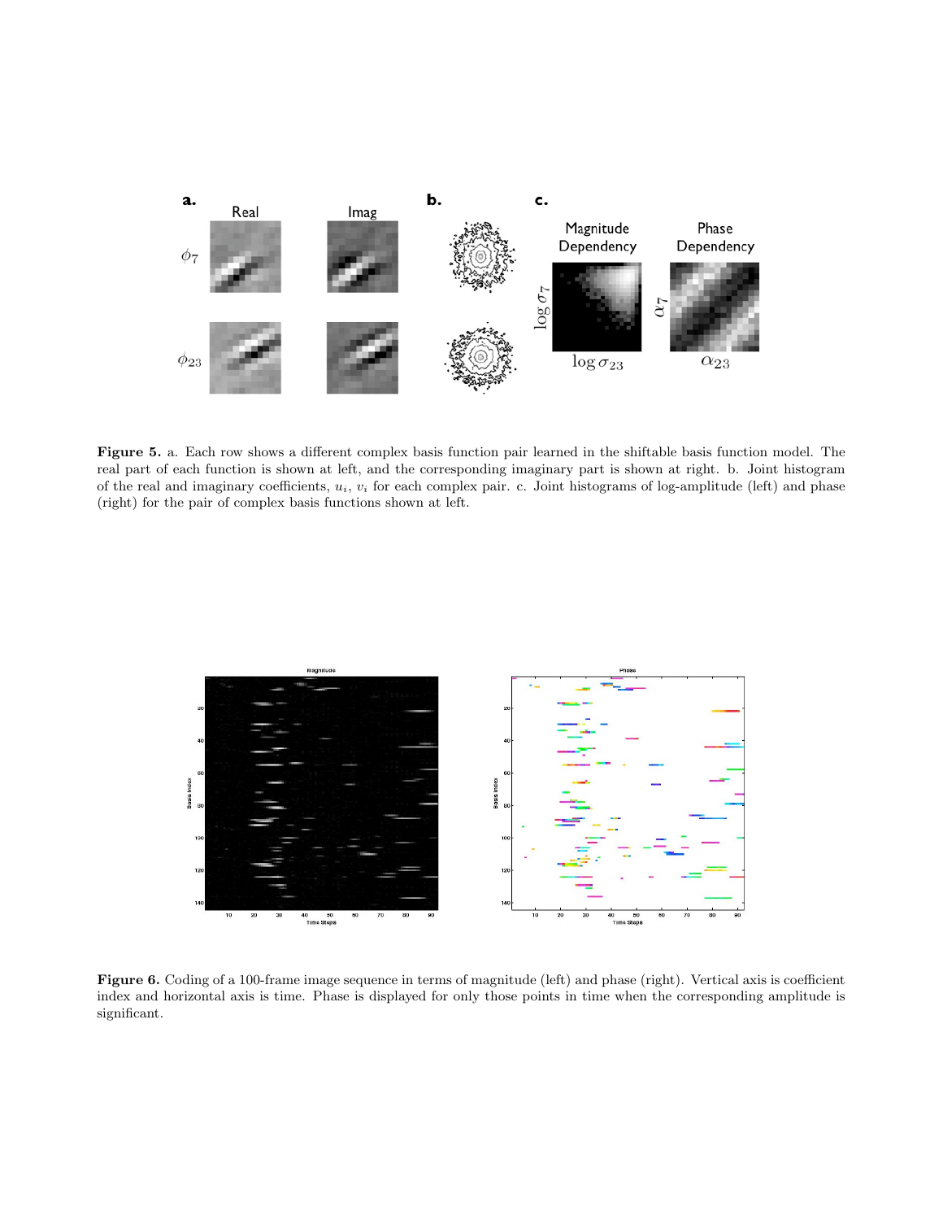**Figure 5.** a. Each row shows a different complex basis function pair learned in the shiftable basis function model. The real part of each function is shown at left, and the corresponding imaginary part is shown at right. b. Joint histogram of the real and imaginary coefficients, $u_i$, $v_i$ for each complex pair. c. Joint histograms of log-amplitude (left) and phase (right) for the pair of complex basis functions shown at left.

**Figure 6.** Coding of a 100-frame image sequence in terms of magnitude (left) and phase (right). Vertical axis is coefficient index and horizontal axis is time. Phase is displayed for only those points in time when the corresponding amplitude is significant.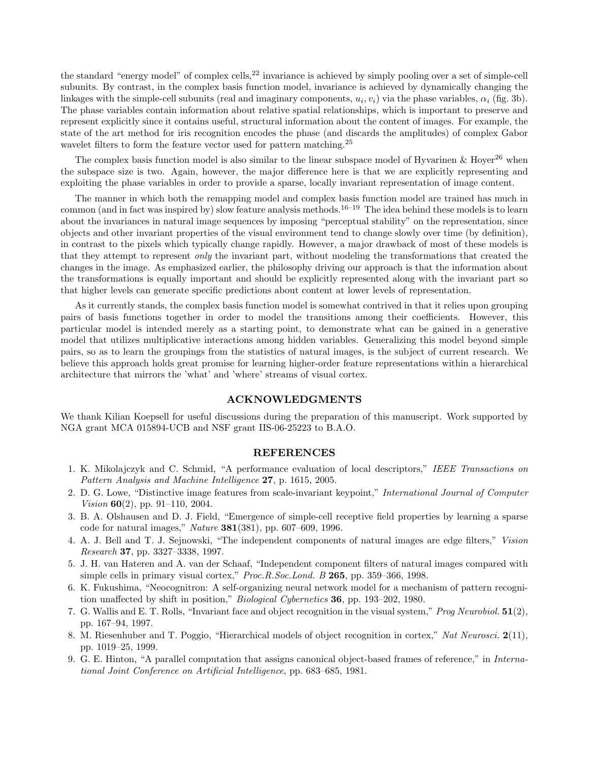the standard "energy model" of complex cells,[22] invariance is achieved by simply pooling over a set of simple-cell subunits. By contrast, in the complex basis function model, invariance is achieved by dynamically changing the linkages with the simple-cell subunits (real and imaginary components, $u_i, v_i$) via the phase variables, $\alpha_i$ (fig. 3b). The phase variables contain information about relative spatial relationships, which is important to preserve and represent explicitly since it contains useful, structural information about the content of images. For example, the state of the art method for iris recognition encodes the phase (and discards the amplitudes) of complex Gabor wavelet filters to form the feature vector used for pattern matching.[25]

The complex basis function model is also similar to the linear subspace model of Hyvarinen & Hoyer[26] when the subspace size is two. Again, however, the major difference here is that we are explicitly representing and exploiting the phase variables in order to provide a sparse, locally invariant representation of image content.

The manner in which both the remapping model and complex basis function model are trained has much in common (and in fact was inspired by) slow feature analysis methods.[16–19] The idea behind these models is to learn about the invariances in natural image sequences by imposing "perceptual stability" on the representation, since objects and other invariant properties of the visual environment tend to change slowly over time (by definition), in contrast to the pixels which typically change rapidly. However, a major drawback of most of these models is that they attempt to represent *only* the invariant part, without modeling the transformations that created the changes in the image. As emphasized earlier, the philosophy driving our approach is that the information about the transformations is equally important and should be explicitly represented along with the invariant part so that higher levels can generate specific predictions about content at lower levels of representation.

As it currently stands, the complex basis function model is somewhat contrived in that it relies upon grouping pairs of basis functions together in order to model the transitions among their coefficients. However, this particular model is intended merely as a starting point, to demonstrate what can be gained in a generative model that utilizes multiplicative interactions among hidden variables. Generalizing this model beyond simple pairs, so as to learn the groupings from the statistics of natural images, is the subject of current research. We believe this approach holds great promise for learning higher-order feature representations within a hierarchical architecture that mirrors the 'what' and 'where' streams of visual cortex.

## ACKNOWLEDGMENTS

We thank Kilian Koepsell for useful discussions during the preparation of this manuscript. Work supported by NGA grant MCA 015894-UCB and NSF grant IIS-06-25223 to B.A.O.

## REFERENCES

1. K. Mikolajczyk and C. Schmid, "A performance evaluation of local descriptors," *IEEE Transactions on Pattern Analysis and Machine Intelligence* **27**, p. 1615, 2005.
2. D. G. Lowe, "Distinctive image features from scale-invariant keypoint," *International Journal of Computer Vision* **60**(2), pp. 91–110, 2004.
3. B. A. Olshausen and D. J. Field, "Emergence of simple-cell receptive field properties by learning a sparse code for natural images," *Nature* **381**(381), pp. 607–609, 1996.
4. A. J. Bell and T. J. Sejnowski, "The independent components of natural images are edge filters," *Vision Research* **37**, pp. 3327–3338, 1997.
5. J. H. van Hateren and A. van der Schaaf, "Independent component filters of natural images compared with simple cells in primary visual cortex," *Proc.R.Soc.Lond. B* **265**, pp. 359–366, 1998.
6. K. Fukushima, "Neocognitron: A self-organizing neural network model for a mechanism of pattern recognition unaffected by shift in position," *Biological Cybernetics* **36**, pp. 193–202, 1980.
7. G. Wallis and E. T. Rolls, "Invariant face and object recognition in the visual system," *Prog Neurobiol.* **51**(2), pp. 167–94, 1997.
8. M. Riesenhuber and T. Poggio, "Hierarchical models of object recognition in cortex," *Nat Neurosci.* **2**(11), pp. 1019–25, 1999.
9. G. E. Hinton, "A parallel computation that assigns canonical object-based frames of reference," in *International Joint Conference on Artificial Intelligence*, pp. 683–685, 1981.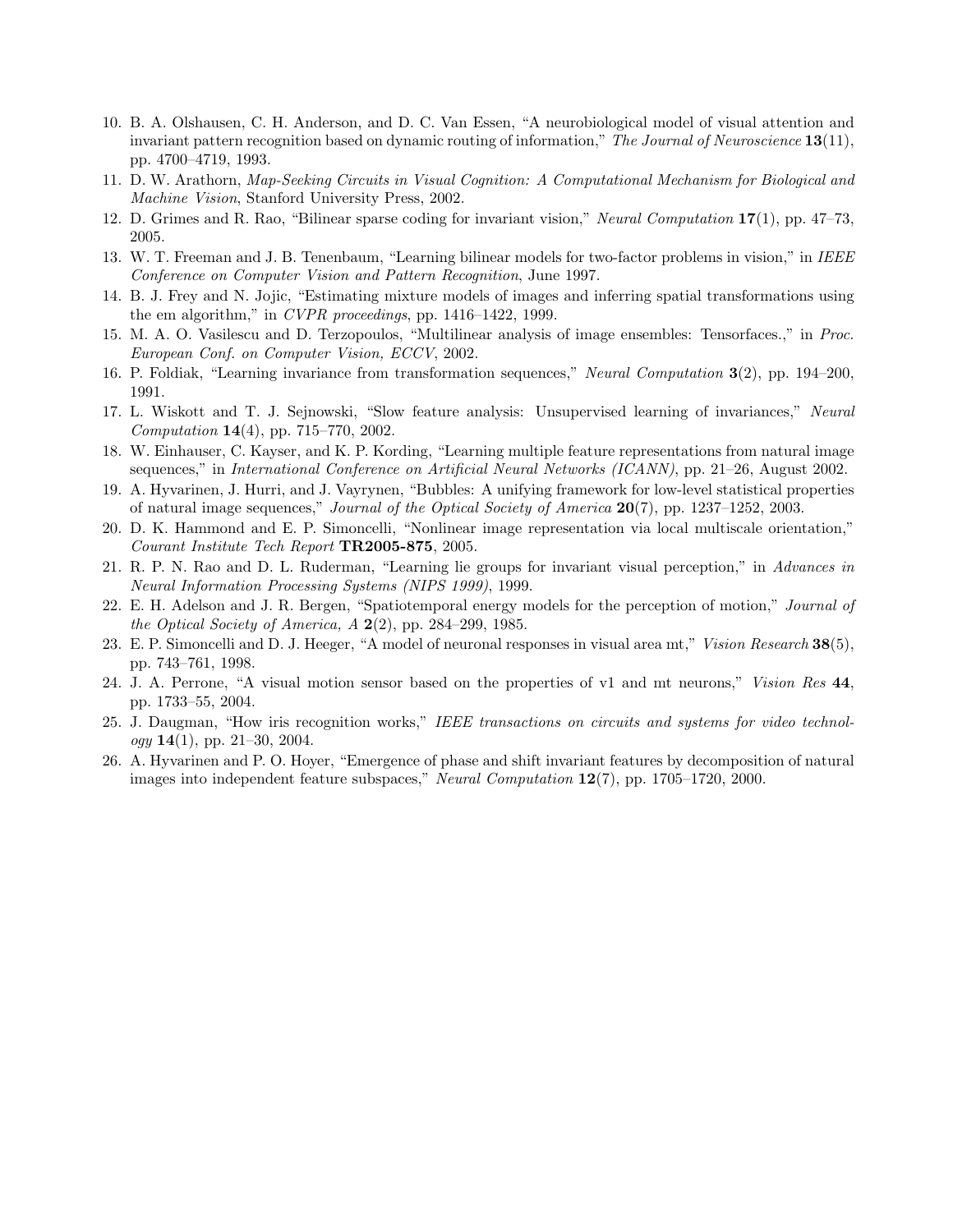10. B. A. Olshausen, C. H. Anderson, and D. C. Van Essen, "A neurobiological model of visual attention and invariant pattern recognition based on dynamic routing of information," *The Journal of Neuroscience* **13**(11), pp. 4700–4719, 1993.
11. D. W. Arathorn, *Map-Seeking Circuits in Visual Cognition: A Computational Mechanism for Biological and Machine Vision*, Stanford University Press, 2002.
12. D. Grimes and R. Rao, "Bilinear sparse coding for invariant vision," *Neural Computation* **17**(1), pp. 47–73, 2005.
13. W. T. Freeman and J. B. Tenenbaum, "Learning bilinear models for two-factor problems in vision," in *IEEE Conference on Computer Vision and Pattern Recognition*, June 1997.
14. B. J. Frey and N. Jojic, "Estimating mixture models of images and inferring spatial transformations using the em algorithm," in *CVPR proceedings*, pp. 1416–1422, 1999.
15. M. A. O. Vasilescu and D. Terzopoulos, "Multilinear analysis of image ensembles: Tensorfaces.," in *Proc. European Conf. on Computer Vision, ECCV*, 2002.
16. P. Foldiak, "Learning invariance from transformation sequences," *Neural Computation* **3**(2), pp. 194–200, 1991.
17. L. Wiskott and T. J. Sejnowski, "Slow feature analysis: Unsupervised learning of invariances," *Neural Computation* **14**(4), pp. 715–770, 2002.
18. W. Einhauser, C. Kayser, and K. P. Kording, "Learning multiple feature representations from natural image sequences," in *International Conference on Artificial Neural Networks (ICANN)*, pp. 21–26, August 2002.
19. A. Hyvarinen, J. Hurri, and J. Vayrynen, "Bubbles: A unifying framework for low-level statistical properties of natural image sequences," *Journal of the Optical Society of America* **20**(7), pp. 1237–1252, 2003.
20. D. K. Hammond and E. P. Simoncelli, "Nonlinear image representation via local multiscale orientation," *Courant Institute Tech Report* **TR2005-875**, 2005.
21. R. P. N. Rao and D. L. Ruderman, "Learning lie groups for invariant visual perception," in *Advances in Neural Information Processing Systems (NIPS 1999)*, 1999.
22. E. H. Adelson and J. R. Bergen, "Spatiotemporal energy models for the perception of motion," *Journal of the Optical Society of America, A* **2**(2), pp. 284–299, 1985.
23. E. P. Simoncelli and D. J. Heeger, "A model of neuronal responses in visual area mt," *Vision Research* **38**(5), pp. 743–761, 1998.
24. J. A. Perrone, "A visual motion sensor based on the properties of v1 and mt neurons," *Vision Res* **44**, pp. 1733–55, 2004.
25. J. Daugman, "How iris recognition works," *IEEE transactions on circuits and systems for video technology* **14**(1), pp. 21–30, 2004.
26. A. Hyvarinen and P. O. Hoyer, "Emergence of phase and shift invariant features by decomposition of natural images into independent feature subspaces," *Neural Computation* **12**(7), pp. 1705–1720, 2000.